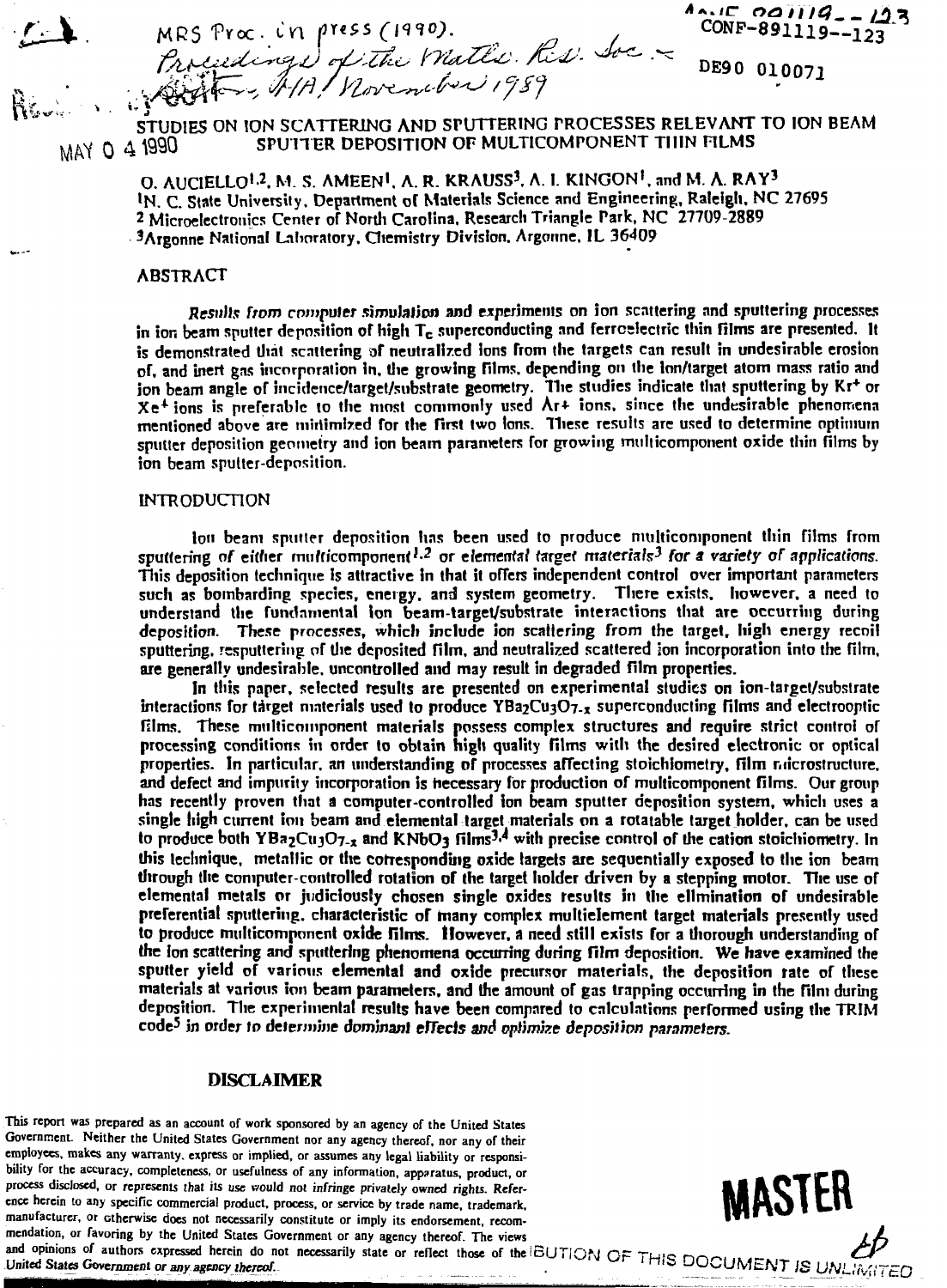MRS Proc. in press (1990).

Proceedings of the Matls. Res. Soc. – Boston, MA, November 1989

CONF-891119--123

DE90 010071

MAY 0 4 1990

# STUDIES ON ION SCATTERING AND SPUTTERING PROCESSES RELEVANT TO ION BEAM SPUTTER DEPOSITION OF MULTICOMPONENT THIN FILMS

O. AUCIELLO[1,2], M. S. AMEEN[1], A. R. KRAUSS[3], A. I. KINGON[1], and M. A. RAY[3]

[1]N. C. State University, Department of Materials Science and Engineering, Raleigh, NC 27695

[2] Microelectronics Center of North Carolina, Research Triangle Park, NC 27709-2889

[3]Argonne National Laboratory, Chemistry Division, Argonne, IL 36409

## ABSTRACT

*Results from computer simulation* and experiments on ion scattering and sputtering processes in ion beam sputter deposition of high $T_c$ superconducting and ferroelectric thin films are presented. It is demonstrated that scattering of neutralized ions from the targets can result in undesirable erosion of, and inert gas incorporation in, the growing films, depending on the ion/target atom mass ratio and ion beam angle of incidence/target/substrate geometry. The studies indicate that sputtering by $Kr^+$ or $Xe^+$ ions is preferable to the most commonly used $Ar^+$ ions, since the undesirable phenomena mentioned above are minimized for the first two ions. These results are used to determine optimum sputter deposition geometry and ion beam parameters for growing multicomponent oxide thin films by ion beam sputter-deposition.

## INTRODUCTION

Ion beam sputter deposition has been used to produce multicomponent thin films from sputtering *of either multicomponent*[1,2] *or elemental target materials*[3] *for a variety of applications.* This deposition technique is attractive in that it offers independent control over important parameters such as bombarding species, energy, and system geometry. There exists, however, a need to understand the fundamental ion beam-target/substrate interactions that are occurring during deposition. These processes, which include ion scattering from the target, high energy recoil sputtering, resputtering of the deposited film, and neutralized scattered ion incorporation into the film, are generally undesirable, uncontrolled and may result in degraded film properties.

In this paper, selected results are presented on experimental studies on ion-target/substrate interactions for target materials used to produce $YBa_2Cu_3O_{7-x}$ superconducting films and electrooptic films. These multicomponent materials possess complex structures and require strict control of processing conditions in order to obtain high quality films with the desired electronic or optical properties. In particular, an understanding of processes affecting stoichiometry, film microstructure, and defect and impurity incorporation is necessary for production of multicomponent films. Our group has recently proven that a computer-controlled ion beam sputter deposition system, which uses a single high current ion beam and elemental target materials on a rotatable target holder, can be used to produce both $YBa_2Cu_3O_{7-x}$ and $KNbO_3$ films[3,4] with precise control of the cation stoichiometry. In this technique, metallic or the corresponding oxide targets are sequentially exposed to the ion beam through the computer-controlled rotation of the target holder driven by a stepping motor. The use of elemental metals or judiciously chosen single oxides results in the elimination of undesirable preferential sputtering, characteristic of many complex multielement target materials presently used to produce multicomponent oxide films. However, a need still exists for a thorough understanding of the ion scattering and sputtering phenomena occurring during film deposition. We have examined the sputter yield of various elemental and oxide precursor materials, the deposition rate of these materials at various ion beam parameters, and the amount of gas trapping occurring in the film during deposition. The experimental results have been compared to calculations performed using the TRIM code[5] *in order to determine dominant effects and optimize deposition parameters.*

## DISCLAIMER

This report was prepared as an account of work sponsored by an agency of the United States Government. Neither the United States Government nor any agency thereof, nor any of their employees, makes any warranty, express or implied, or assumes any legal liability or responsibility for the accuracy, completeness, or usefulness of any information, apparatus, product, or process disclosed, or represents that its use would not infringe privately owned rights. Reference herein to any specific commercial product, process, or service by trade name, trademark, manufacturer, or otherwise does not necessarily constitute or imply its endorsement, recommendation, or favoring by the United States Government or any agency thereof. The views and opinions of authors expressed herein do not necessarily state or reflect those of the United States Government or any agency thereof.

MASTER

DISTRIBUTION OF THIS DOCUMENT IS UNLIMITED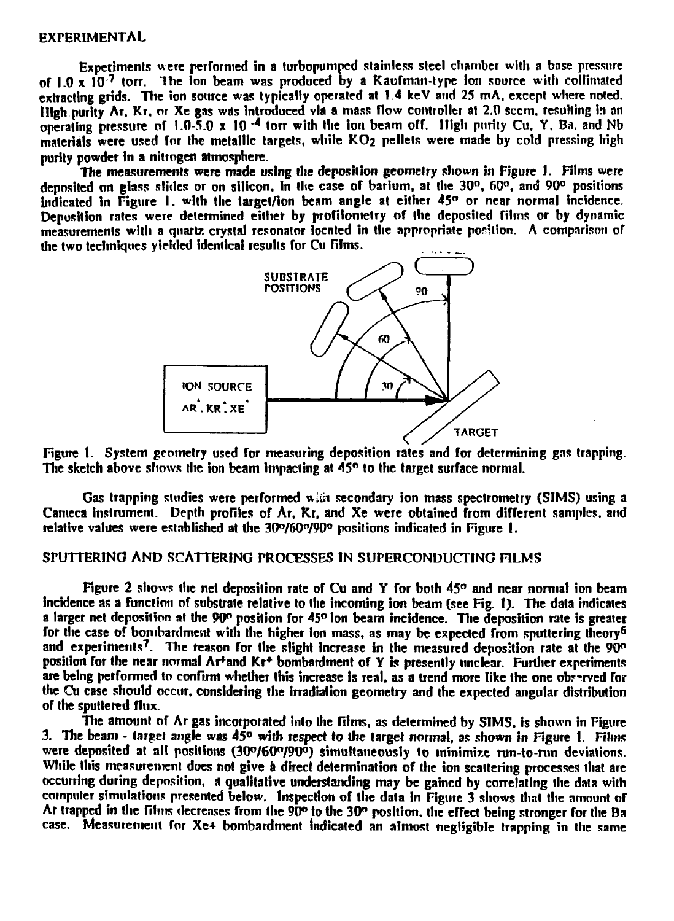## EXPERIMENTAL

Experiments were performed in a turbopumped stainless steel chamber with a base pressure of $1.0 \times 10^{-7}$ torr. The ion beam was produced by a Kaufman-type ion source with collimated extracting grids. The ion source was typically operated at 1.4 keV and 25 mA, except where noted. High purity Ar, Kr, or Xe gas was introduced via a mass flow controller at 2.0 sccm, resulting in an operating pressure of $1.0\text{-}5.0 \times 10^{-4}$ torr with the ion beam off. High purity Cu, Y, Ba, and Nb materials were used for the metallic targets, while $KO_2$ pellets were made by cold pressing high purity powder in a nitrogen atmosphere.

The measurements were made using the deposition geometry shown in Figure 1. Films were deposited on glass slides or on silicon, in the case of barium, at the 30°, 60°, and 90° positions indicated in Figure 1, with the target/ion beam angle at either 45° or near normal incidence. Deposition rates were determined either by profilometry of the deposited films or by dynamic measurements with a quartz crystal resonator located in the appropriate position. A comparison of the two techniques yielded identical results for Cu films.

Figure 1. System geometry used for measuring deposition rates and for determining gas trapping. The sketch above shows the ion beam impacting at 45° to the target surface normal.

Gas trapping studies were performed with secondary ion mass spectrometry (SIMS) using a Cameca instrument. Depth profiles of Ar, Kr, and Xe were obtained from different samples, and relative values were established at the 30°/60°/90° positions indicated in Figure 1.

## SPUTTERING AND SCATTERING PROCESSES IN SUPERCONDUCTING FILMS

Figure 2 shows the net deposition rate of Cu and Y for both 45° and near normal ion beam incidence as a function of substrate relative to the incoming ion beam (see Fig. 1). The data indicates a larger net deposition at the 90° position for 45° ion beam incidence. The deposition rate is greater for the case of bombardment with the higher ion mass, as may be expected from sputtering theory[6] and experiments[7]. The reason for the slight increase in the measured deposition rate at the 90° position for the near normal $Ar^{+}$and $Kr^{+}$ bombardment of Y is presently unclear. Further experiments are being performed to confirm whether this increase is real, as a trend more like the one observed for the Cu case should occur, considering the irradiation geometry and the expected angular distribution of the sputtered flux.

The amount of Ar gas incorporated into the films, as determined by SIMS, is shown in Figure 3. The beam - target angle was 45° *with respect to the target normal*, as shown in Figure 1. Films were deposited at all positions (30°/60°/90°) simultaneously to minimize run-to-run deviations. While this measurement does not give a direct determination of the ion scattering processes that are occurring during deposition, a qualitative understanding may be gained by correlating the data with computer simulations presented below. Inspection of the data in Figure 3 shows that the amount of Ar trapped in the films decreases from the 90° to the 30° position, the effect being stronger for the Ba case. Measurement for Xe+ bombardment indicated an almost negligible trapping in the same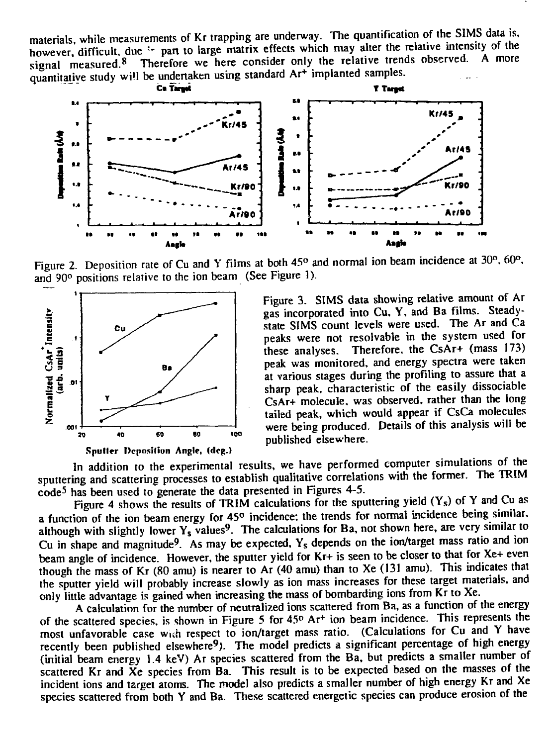materials, while measurements of Kr trapping are underway. The quantification of the SIMS data is, however, difficult, due in part to large matrix effects which may alter the relative intensity of the signal measured.[8] Therefore we here consider only the relative trends observed. A more quantitative study will be undertaken using standard $Ar^+$ implanted samples.

Figure 2. Deposition rate of Cu and Y films at both 45° and normal ion beam incidence at 30°, 60°, and 90° positions relative to the ion beam (See Figure 1).

Figure 3. SIMS data showing relative amount of Ar gas incorporated into Cu, Y, and Ba films. Steady-state SIMS count levels were used. The Ar and Ca peaks were not resolvable in the system used for these analyses. Therefore, the CsAr+ (mass 173) peak was monitored, and energy spectra were taken at various stages during the profiling to assure that a sharp peak, characteristic of the easily dissociable CsAr+ molecule, was observed, rather than the long tailed peak, which would appear if CsCa molecules were being produced. Details of this analysis will be published elsewhere.

In addition to the experimental results, we have performed computer simulations of the sputtering and scattering processes to establish qualitative correlations with the former. The TRIM code[5] has been used to generate the data presented in Figures 4-5.

Figure 4 shows the results of TRIM calculations for the sputtering yield ($Y_S$) of Y and Cu as a function of the ion beam energy for 45° incidence; the trends for normal incidence being similar, although with slightly lower $Y_s$ values[9]. The calculations for Ba, not shown here, are very similar to Cu in shape and magnitude[9]. As may be expected, $Y_s$ depends on the ion/target mass ratio and ion beam angle of incidence. However, the sputter yield for Kr+ is seen to be closer to that for Xe+ even though the mass of Kr (80 amu) is nearer to Ar (40 amu) than to Xe (131 amu). This indicates that the sputter yield will probably increase slowly as ion mass increases for these target materials, and only little advantage is gained when increasing the mass of bombarding ions from Kr to Xe.

A calculation for the number of neutralized ions scattered from Ba, as a function of the energy of the scattered species, is shown in Figure 5 for 45° $Ar^+$ ion beam incidence. This represents the most unfavorable case with respect to ion/target mass ratio. (Calculations for Cu and Y have recently been published elsewhere[9]). The model predicts a significant percentage of high energy (initial beam energy 1.4 keV) Ar species scattered from the Ba, but predicts a smaller number of scattered Kr and Xe species from Ba. This result is to be expected based on the masses of the incident ions and target atoms. The model also predicts a smaller number of high energy Kr and Xe species scattered from both Y and Ba. These scattered energetic species can produce erosion of the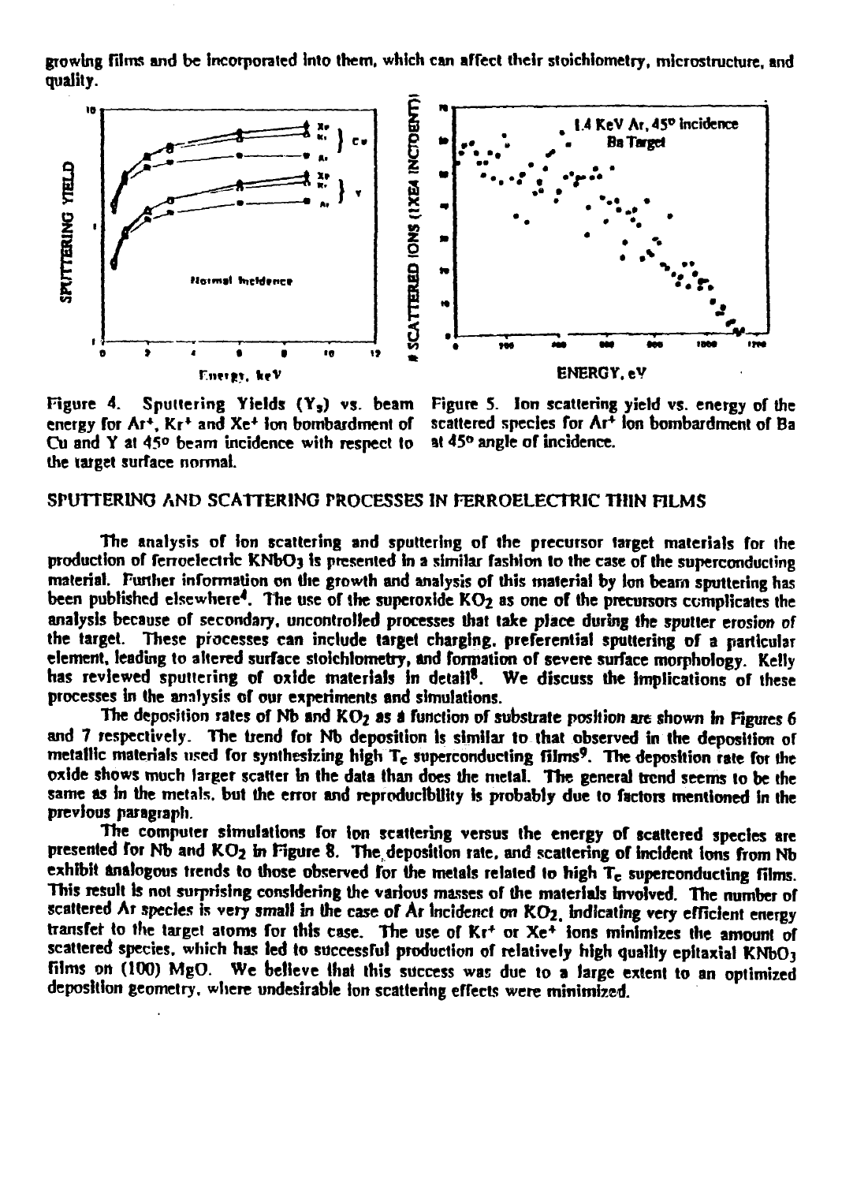growing films and be incorporated into them, which can affect their stoichiometry, microstructure, and quality.

Figure 4. Sputtering Yields ($Y_s$) vs. beam energy for $Ar^+$, $Kr^+$ and $Xe^+$ ion bombardment of Cu and Y at 45° beam incidence with respect to the target surface normal.

Figure 5. Ion scattering yield vs. energy of the scattered species for $Ar^+$ ion bombardment of Ba at 45° angle of incidence.

## SPUTTERING AND SCATTERING PROCESSES IN FERROELECTRIC THIN FILMS

The analysis of ion scattering and sputtering of the precursor target materials for the production of ferroelectric $KNbO_3$ is presented in a similar fashion to the case of the superconducting material. Further information on the growth and analysis of this material by ion beam sputtering has been published elsewhere[4]. The use of the superoxide $KO_2$ as one of the precursors complicates the analysis because of secondary, uncontrolled processes that take place during the sputter erosion of the target. These processes can include target charging, preferential sputtering of a particular element, leading to altered surface stoichiometry, and formation of severe surface morphology. Kelly has reviewed sputtering of oxide materials in detail[8]. We discuss the implications of these processes in the analysis of our experiments and simulations.

The deposition rates of Nb and $KO_2$ as a function of substrate position are shown in Figures 6 and 7 respectively. The trend for Nb deposition is similar to that observed in the deposition of metallic materials used for synthesizing high $T_c$ superconducting films[9]. The deposition rate for the oxide shows much larger scatter in the data than does the metal. The general trend seems to be the same as in the metals, but the error and reproducibility is probably due to factors mentioned in the previous paragraph.

The computer simulations for ion scattering versus the energy of scattered species are presented for Nb and $KO_2$ in Figure 8. The deposition rate, and scattering of incident ions from Nb exhibit analogous trends to those observed for the metals related to high $T_c$ superconducting films. This result is not surprising considering the various masses of the materials involved. The number of scattered Ar species is very small in the case of Ar incidenct on $KO_2$, indicating very efficient energy transfer to the target atoms for this case. The use of $Kr^+$ or $Xe^+$ ions minimizes the amount of scattered species, which has led to successful production of relatively high quality epitaxial $KNbO_3$ films on (100) MgO. We believe that this success was due to a large extent to an optimized deposition geometry, where undesirable ion scattering effects were minimized.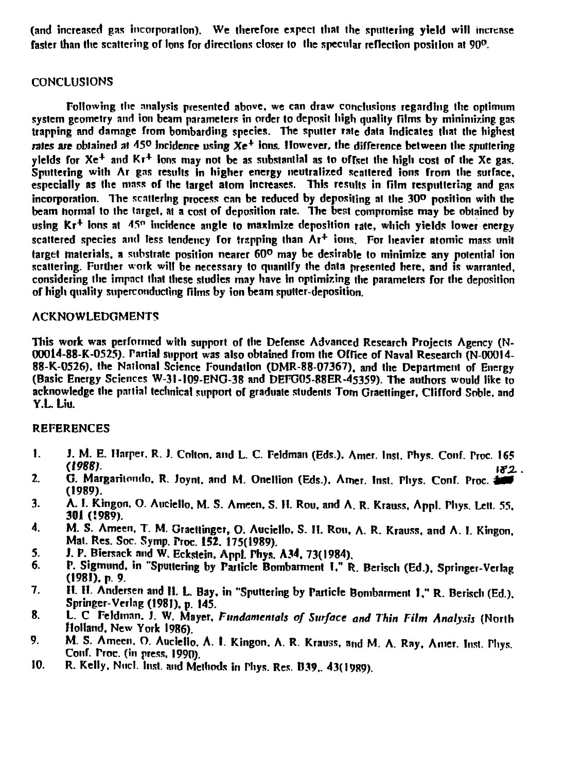(and increased gas incorporation). We therefore expect that the sputtering yield will increase faster than the scattering of ions for directions closer to the specular reflection position at 90°.

## CONCLUSIONS

Following the analysis presented above, we can draw conclusions regarding the optimum system geometry and ion beam parameters in order to deposit high quality films by minimizing gas trapping and damage from bombarding species. The sputter rate data indicates that the highest rates are obtained at 45° incidence using $Xe^+$ ions. However, the difference between the sputtering yields for $Xe^+$ and $Kr^+$ ions may not be as substantial as to offset the high cost of the Xe gas. Sputtering with Ar gas results in higher energy neutralized scattered ions from the surface, especially as the mass of the target atom increases. This results in film resputtering and gas incorporation. The scattering process can be reduced by depositing at the 30° position with the beam normal to the target, at a cost of deposition rate. The best compromise may be obtained by using $Kr^+$ ions at 45° incidence angle to maximize deposition rate, which yields lower energy scattered species and less tendency for trapping than $Ar^+$ ions. For heavier atomic mass unit target materials, a substrate position nearer 60° may be desirable to minimize any potential ion scattering. Further work will be necessary to quantify the data presented here, and is warranted, considering the impact that these studies may have in optimizing the parameters for the deposition of high quality superconducting films by ion beam sputter-deposition.

## ACKNOWLEDGMENTS

This work was performed with support of the Defense Advanced Research Projects Agency (N-00014-88-K-0525). Partial support was also obtained from the Office of Naval Research (N-00014-88-K-0526), the National Science Foundation (DMR-88-07367), and the Department of Energy (Basic Energy Sciences W-31-109-ENG-38 and DEFG05-88ER-45359). The authors would like to acknowledge the partial technical support of graduate students Tom Graettinger, Clifford Soble, and Y.L. Liu.

## REFERENCES

1. J. M. E. Harper, R. J. Colton, and L. C. Feldman (Eds.), Amer. Inst. Phys. Conf. Proc. 165 *(1988)*.
2. G. Margaritondo, R. Joynt, and M. Onellion (Eds.), Amer. Inst. Phys. Conf. Proc. 182. (1989).
3. A. I. Kingon, O. Auciello, M. S. Ameen, S. H. Rou, and A. R. Krauss, Appl. Phys. Lett. 55, 301 (1989).
4. M. S. Ameen, T. M. Graettinger, O. Auciello, S. H. Rou, A. R. Krauss, and A. I. Kingon, Mat. Res. Soc. Symp. Proc. 152, 175(1989).
5. J. P. Biersack and W. Eckstein, Appl. Phys. A34, 73(1984).
6. P. Sigmund, in "Sputtering by Particle Bombarment I," R. Berisch (Ed.), Springer-Verlag (1981), p. 9.
7. H. H. Andersen and H. L. Bay, in "Sputtering by Particle Bombarment I," R. Berisch (Ed.), Springer-Verlag (1981), p. 145.
8. L. C Feldman, J. W. Mayer, *Fundamentals of Surface and Thin Film Analysis* (North Holland, New York 1986).
9. M. S. Ameen, O. Auciello, A. I. Kingon, A. R. Krauss, and M. A. Ray, Amer. Inst. Phys. Conf. Proc. (in press, 1990).
10. R. Kelly, Nucl. Inst. and Methods in Phys. Res. B39,. 43(1989).